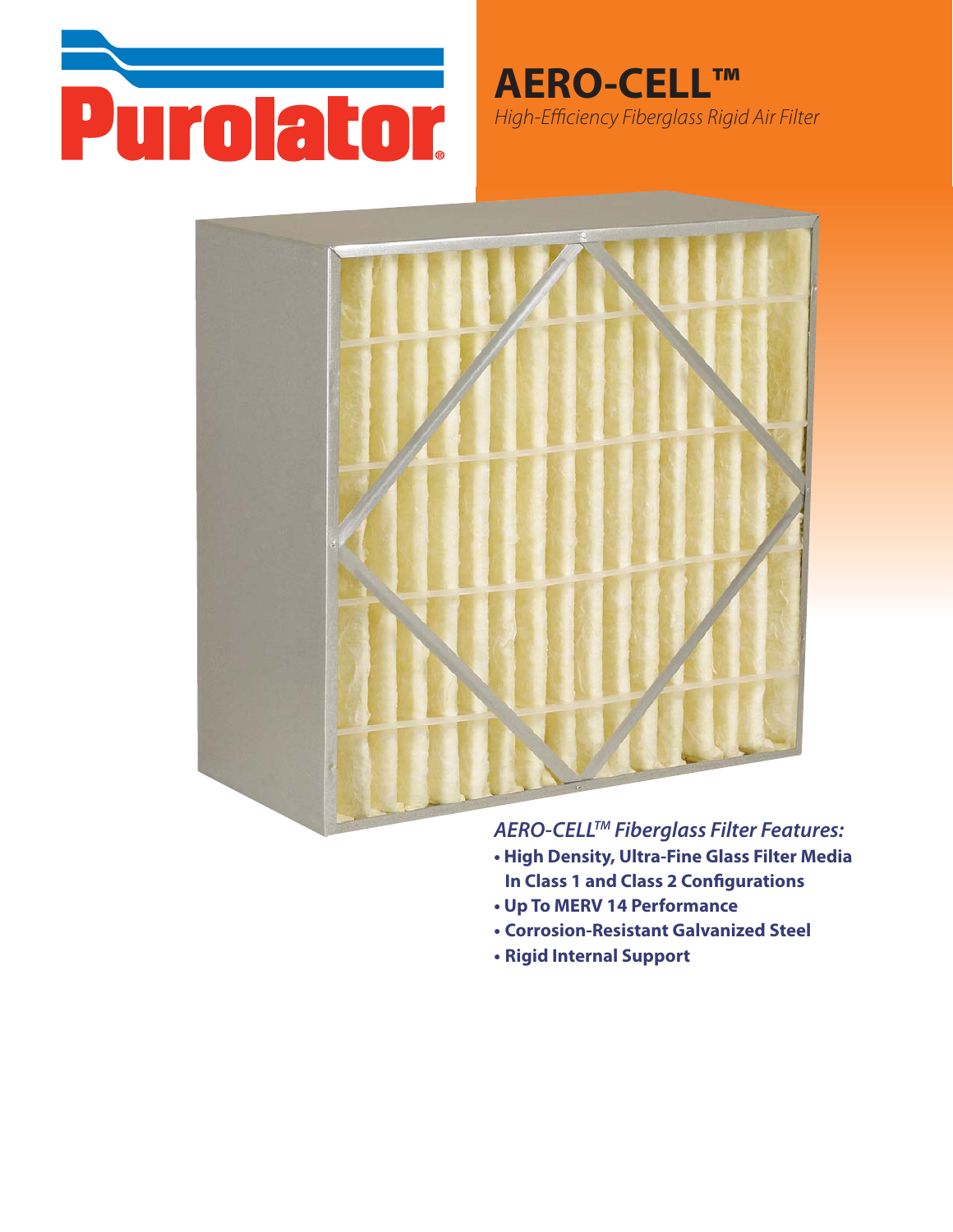Purolator®

# AERO-CELL™

*High-Efficiency Fiberglass Rigid Air Filter*

## *AERO-CELL™ Fiberglass Filter Features:*

- **High Density, Ultra-Fine Glass Filter Media In Class 1 and Class 2 Configurations**
- **Up To MERV 14 Performance**
- **Corrosion-Resistant Galvanized Steel**
- **Rigid Internal Support**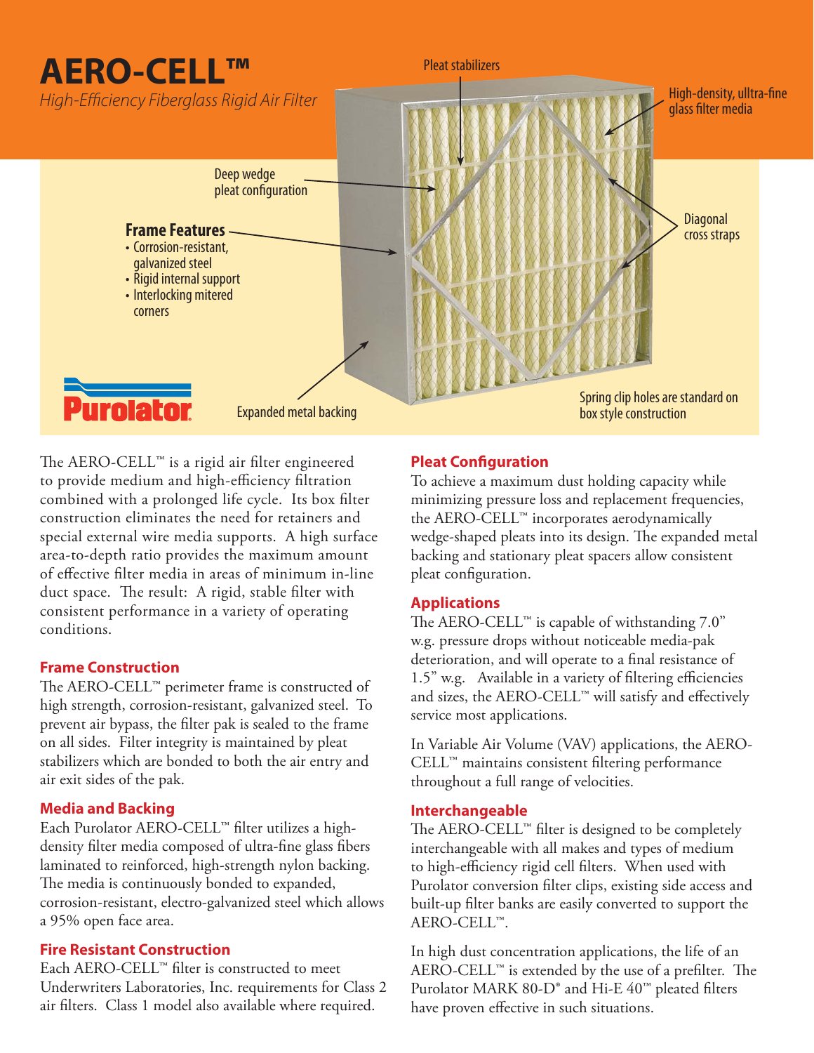# AERO-CELL™

*High-Efficiency Fiberglass Rigid Air Filter*

Pleat stabilizers

High-density, ultra-fine glass filter media

Deep wedge pleat configuration

**Frame Features**
- Corrosion-resistant, galvanized steel
- Rigid internal support
- Interlocking mitered corners

Diagonal cross straps

Expanded metal backing

Spring clip holes are standard on box style construction

Purolator

The AERO-CELL™ is a rigid air filter engineered to provide medium and high-efficiency filtration combined with a prolonged life cycle. Its box filter construction eliminates the need for retainers and special external wire media supports. A high surface area-to-depth ratio provides the maximum amount of effective filter media in areas of minimum in-line duct space. The result: A rigid, stable filter with consistent performance in a variety of operating conditions.

## Frame Construction

The AERO-CELL™ perimeter frame is constructed of high strength, corrosion-resistant, galvanized steel. To prevent air bypass, the filter pak is sealed to the frame on all sides. Filter integrity is maintained by pleat stabilizers which are bonded to both the air entry and air exit sides of the pak.

## Media and Backing

Each Purolator AERO-CELL™ filter utilizes a high-density filter media composed of ultra-fine glass fibers laminated to reinforced, high-strength nylon backing. The media is continuously bonded to expanded, corrosion-resistant, electro-galvanized steel which allows a 95% open face area.

## Fire Resistant Construction

Each AERO-CELL™ filter is constructed to meet Underwriters Laboratories, Inc. requirements for Class 2 air filters. Class 1 model also available where required.

## Pleat Configuration

To achieve a maximum dust holding capacity while minimizing pressure loss and replacement frequencies, the AERO-CELL™ incorporates aerodynamically wedge-shaped pleats into its design. The expanded metal backing and stationary pleat spacers allow consistent pleat configuration.

## Applications

The AERO-CELL™ is capable of withstanding 7.0" w.g. pressure drops without noticeable media-pak deterioration, and will operate to a final resistance of 1.5" w.g. Available in a variety of filtering efficiencies and sizes, the AERO-CELL™ will satisfy and effectively service most applications.

In Variable Air Volume (VAV) applications, the AERO-CELL™ maintains consistent filtering performance throughout a full range of velocities.

## Interchangeable

The AERO-CELL™ filter is designed to be completely interchangeable with all makes and types of medium to high-efficiency rigid cell filters. When used with Purolator conversion filter clips, existing side access and built-up filter banks are easily converted to support the AERO-CELL™.

In high dust concentration applications, the life of an AERO-CELL™ is extended by the use of a prefilter. The Purolator MARK 80-D® and Hi-E 40™ pleated filters have proven effective in such situations.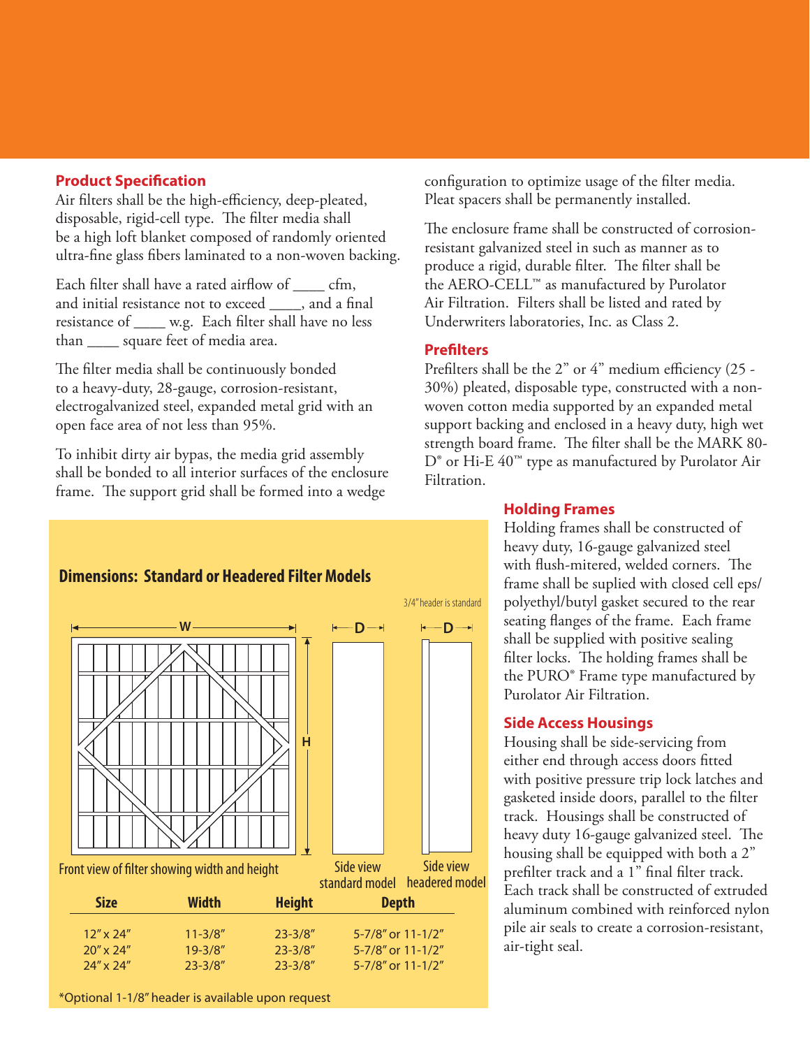## Product Specification

Air filters shall be the high-efficiency, deep-pleated, disposable, rigid-cell type. The filter media shall be a high loft blanket composed of randomly oriented ultra-fine glass fibers laminated to a non-woven backing.

Each filter shall have a rated airflow of ____ cfm, and initial resistance not to exceed ____, and a final resistance of ____ w.g. Each filter shall have no less than ____ square feet of media area.

The filter media shall be continuously bonded to a heavy-duty, 28-gauge, corrosion-resistant, electrogalvanized steel, expanded metal grid with an open face area of not less than 95%.

To inhibit dirty air bypas, the media grid assembly shall be bonded to all interior surfaces of the enclosure frame. The support grid shall be formed into a wedge configuration to optimize usage of the filter media. Pleat spacers shall be permanently installed.

The enclosure frame shall be constructed of corrosion-resistant galvanized steel in such as manner as to produce a rigid, durable filter. The filter shall be the AERO-CELL™ as manufactured by Purolator Air Filtration. Filters shall be listed and rated by Underwriters laboratories, Inc. as Class 2.

## Prefilters

Prefilters shall be the 2" or 4" medium efficiency (25 - 30%) pleated, disposable type, constructed with a non-woven cotton media supported by an expanded metal support backing and enclosed in a heavy duty, high wet strength board frame. The filter shall be the MARK 80-D® or Hi-E 40™ type as manufactured by Purolator Air Filtration.

## Holding Frames

Holding frames shall be constructed of heavy duty, 16-gauge galvanized steel with flush-mitered, welded corners. The frame shall be suplied with closed cell eps/polyethyl/butyl gasket secured to the rear seating flanges of the frame. Each frame shall be supplied with positive sealing filter locks. The holding frames shall be the PURO® Frame type manufactured by Purolator Air Filtration.

## Side Access Housings

Housing shall be side-servicing from either end through access doors fitted with positive pressure trip lock latches and gasketed inside doors, parallel to the filter track. Housings shall be constructed of heavy duty 16-gauge galvanized steel. The housing shall be equipped with both a 2" prefilter track and a 1" final filter track. Each track shall be constructed of extruded aluminum combined with reinforced nylon pile air seals to create a corrosion-resistant, air-tight seal.

## Dimensions: Standard or Headered Filter Models

3/4" header is standard

W | H | D | D

Front view of filter showing width and height

Side view standard model

Side view headered model

| Size | Width | Height | Depth |
|---|---|---|---|
| 12" x 24" | 11-3/8" | 23-3/8" | 5-7/8" or 11-1/2" |
| 20" x 24" | 19-3/8" | 23-3/8" | 5-7/8" or 11-1/2" |
| 24" x 24" | 23-3/8" | 23-3/8" | 5-7/8" or 11-1/2" |

*Optional 1-1/8" header is available upon request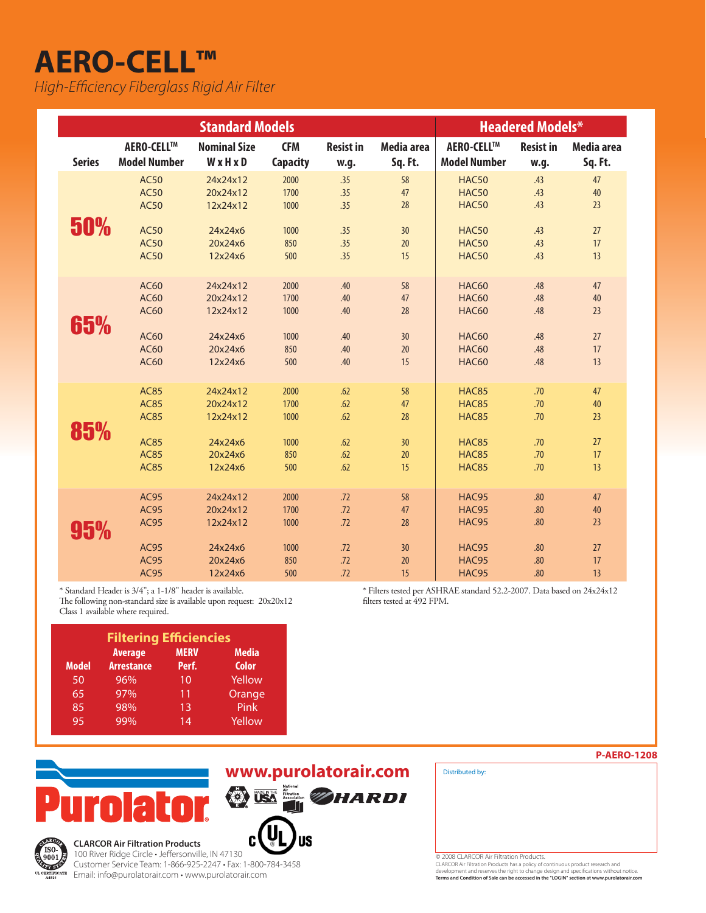# AERO-CELL™

*High-Efficiency Fiberglass Rigid Air Filter*

| | Standard Models | | | | | Headered Models* | | |
|---|---|---|---|---|---|---|---|---|
| Series | AERO-CELL™ Model Number | Nominal Size W x H x D | CFM Capacity | Resist in w.g. | Media area Sq. Ft. | AERO-CELL™ Model Number | Resist in w.g. | Media area Sq. Ft. |
| 50% | AC50 | 24x24x12 | 2000 | .35 | 58 | HAC50 | .43 | 47 |
| | AC50 | 20x24x12 | 1700 | .35 | 47 | HAC50 | .43 | 40 |
| | AC50 | 12x24x12 | 1000 | .35 | 28 | HAC50 | .43 | 23 |
| | AC50 | 24x24x6 | 1000 | .35 | 30 | HAC50 | .43 | 27 |
| | AC50 | 20x24x6 | 850 | .35 | 20 | HAC50 | .43 | 17 |
| | AC50 | 12x24x6 | 500 | .35 | 15 | HAC50 | .43 | 13 |
| 65% | AC60 | 24x24x12 | 2000 | .40 | 58 | HAC60 | .48 | 47 |
| | AC60 | 20x24x12 | 1700 | .40 | 47 | HAC60 | .48 | 40 |
| | AC60 | 12x24x12 | 1000 | .40 | 28 | HAC60 | .48 | 23 |
| | AC60 | 24x24x6 | 1000 | .40 | 30 | HAC60 | .48 | 27 |
| | AC60 | 20x24x6 | 850 | .40 | 20 | HAC60 | .48 | 17 |
| | AC60 | 12x24x6 | 500 | .40 | 15 | HAC60 | .48 | 13 |
| 85% | AC85 | 24x24x12 | 2000 | .62 | 58 | HAC85 | .70 | 47 |
| | AC85 | 20x24x12 | 1700 | .62 | 47 | HAC85 | .70 | 40 |
| | AC85 | 12x24x12 | 1000 | .62 | 28 | HAC85 | .70 | 23 |
| | AC85 | 24x24x6 | 1000 | .62 | 30 | HAC85 | .70 | 27 |
| | AC85 | 20x24x6 | 850 | .62 | 20 | HAC85 | .70 | 17 |
| | AC85 | 12x24x6 | 500 | .62 | 15 | HAC85 | .70 | 13 |
| 95% | AC95 | 24x24x12 | 2000 | .72 | 58 | HAC95 | .80 | 47 |
| | AC95 | 20x24x12 | 1700 | .72 | 47 | HAC95 | .80 | 40 |
| | AC95 | 12x24x12 | 1000 | .72 | 28 | HAC95 | .80 | 23 |
| | AC95 | 24x24x6 | 1000 | .72 | 30 | HAC95 | .80 | 27 |
| | AC95 | 20x24x6 | 850 | .72 | 20 | HAC95 | .80 | 17 |
| | AC95 | 12x24x6 | 500 | .72 | 15 | HAC95 | .80 | 13 |

* Standard Header is 3/4"; a 1-1/8" header is available.
The following non-standard size is available upon request: 20x20x12
Class 1 available where required.

* Filters tested per ASHRAE standard 52.2-2007. Data based on 24x24x12 filters tested at 492 FPM.

## Filtering Efficiencies

| Model | Average Arrestance | MERV Perf. | Media Color |
|---|---|---|---|
| 50 | 96% | 10 | Yellow |
| 65 | 97% | 11 | Orange |
| 85 | 98% | 13 | Pink |
| 95 | 99% | 14 | Yellow |

P-AERO-1208

Purolator

www.purolatorair.com

HARDI

**CLARCOR Air Filtration Products**
100 River Ridge Circle • Jeffersonville, IN 47130
Customer Service Team: 1-866-925-2247 • Fax: 1-800-784-3458
Email: info@purolatorair.com • www.purolatorair.com

Distributed by:

© 2008 CLARCOR Air Filtration Products.
CLARCOR Air Filtration Products has a policy of continuous product research and development and reserves the right to change design and specifications without notice.
**Terms and Condition of Sale can be accessed in the "LOGIN" section at www.purolatorair.com**